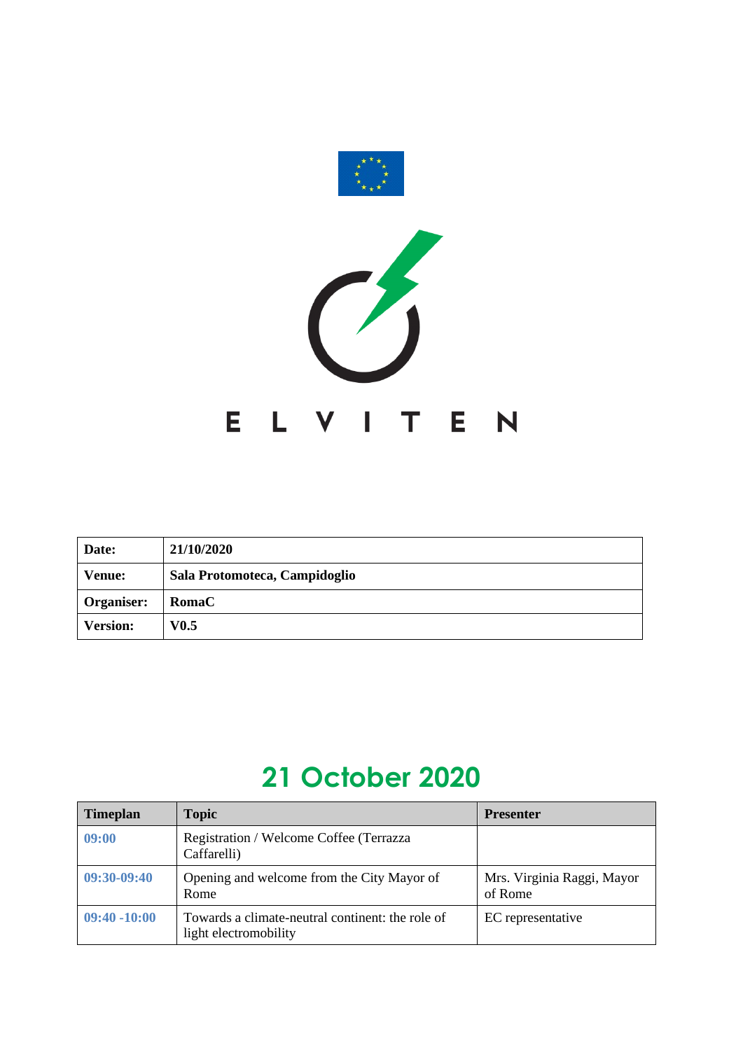# ELVITEN

| Date: | 21/10/2020 |
|---|---|
| Venue: | Sala Protomoteca, Campidoglio |
| Organiser: | RomaC |
| Version: | V0.5 |

## 21 October 2020

| Timeplan | Topic | Presenter |
|---|---|---|
| 09:00 | Registration / Welcome Coffee (Terrazza Caffarelli) | |
| 09:30-09:40 | Opening and welcome from the City Mayor of Rome | Mrs. Virginia Raggi, Mayor of Rome |
| 09:40 -10:00 | Towards a climate-neutral continent: the role of light electromobility | EC representative |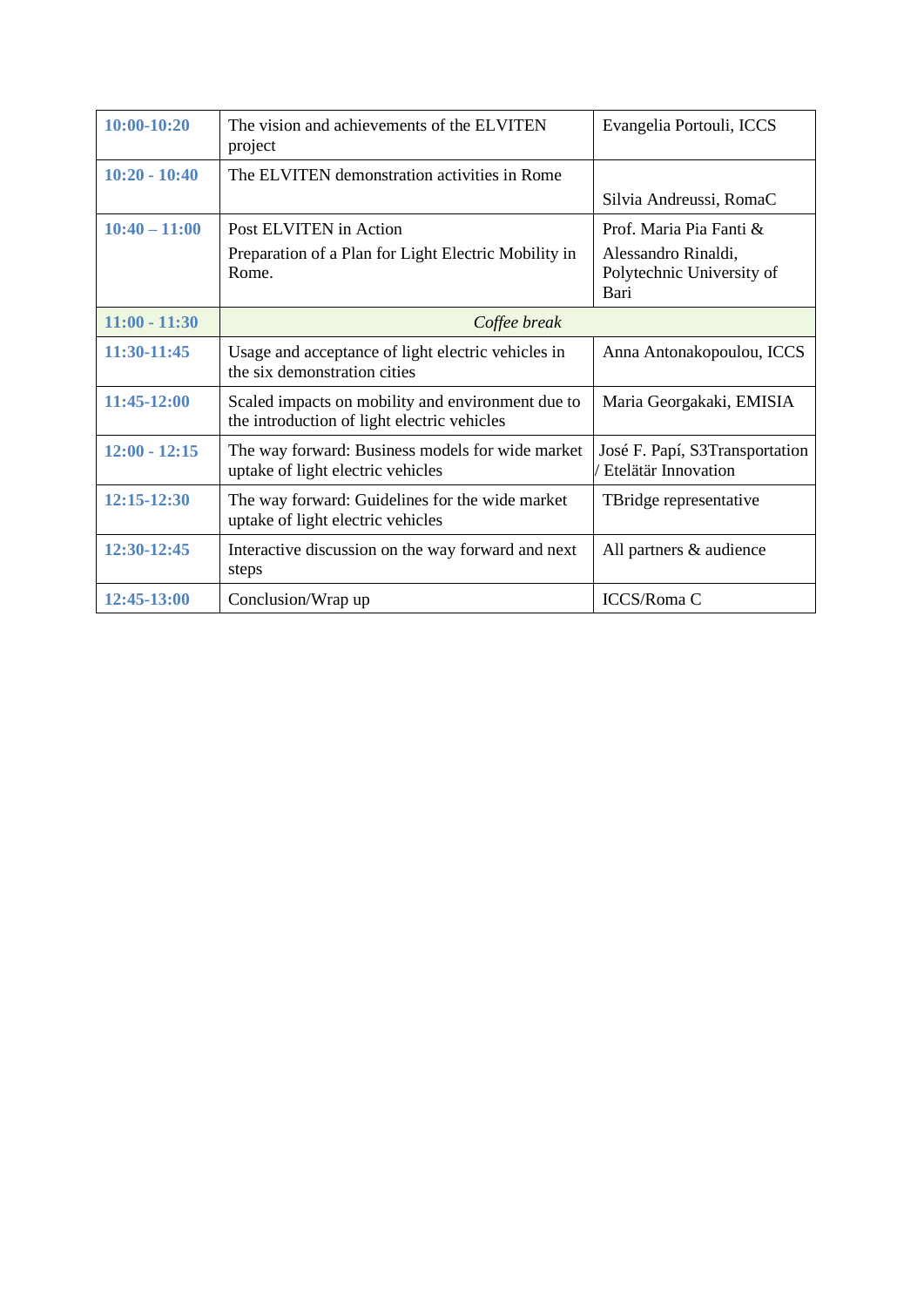| | | |
|---|---|---|
| **10:00-10:20** | The vision and achievements of the ELVITEN project | Evangelia Portouli, ICCS |
| **10:20 - 10:40** | The ELVITEN demonstration activities in Rome | Silvia Andreussi, RomaC |
| **10:40 – 11:00** | Post ELVITEN in Action<br>Preparation of a Plan for Light Electric Mobility in Rome. | Prof. Maria Pia Fanti &<br>Alessandro Rinaldi, Polytechnic University of Bari |
| **11:00 - 11:30** | *Coffee break* | |
| **11:30-11:45** | Usage and acceptance of light electric vehicles in the six demonstration cities | Anna Antonakopoulou, ICCS |
| **11:45-12:00** | Scaled impacts on mobility and environment due to the introduction of light electric vehicles | Maria Georgakaki, EMISIA |
| **12:00 - 12:15** | The way forward: Business models for wide market uptake of light electric vehicles | José F. Papí, S3Transportation / Etelätär Innovation |
| **12:15-12:30** | The way forward: Guidelines for the wide market uptake of light electric vehicles | TBridge representative |
| **12:30-12:45** | Interactive discussion on the way forward and next steps | All partners & audience |
| **12:45-13:00** | Conclusion/Wrap up | ICCS/Roma C |